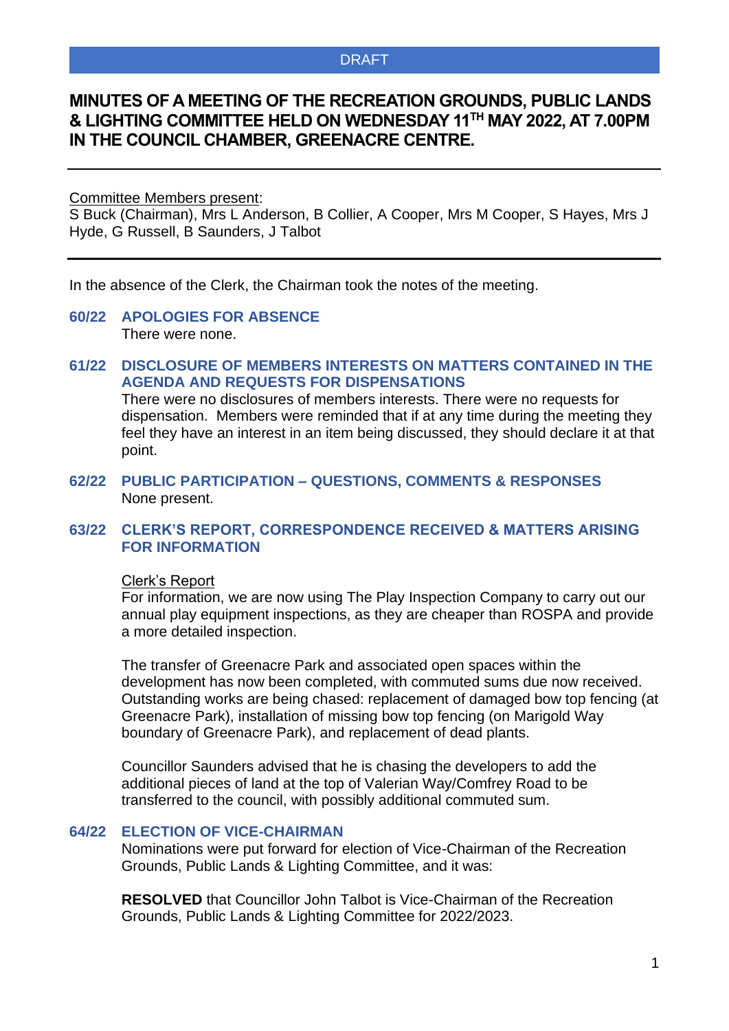DRAFT

# MINUTES OF A MEETING OF THE RECREATION GROUNDS, PUBLIC LANDS & LIGHTING COMMITTEE HELD ON WEDNESDAY 11TH MAY 2022, AT 7.00PM IN THE COUNCIL CHAMBER, GREENACRE CENTRE.

---

Committee Members present:
S Buck (Chairman), Mrs L Anderson, B Collier, A Cooper, Mrs M Cooper, S Hayes, Mrs J Hyde, G Russell, B Saunders, J Talbot

---

In the absence of the Clerk, the Chairman took the notes of the meeting.

## 60/22 APOLOGIES FOR ABSENCE

There were none.

## 61/22 DISCLOSURE OF MEMBERS INTERESTS ON MATTERS CONTAINED IN THE AGENDA AND REQUESTS FOR DISPENSATIONS

There were no disclosures of members interests. There were no requests for dispensation. Members were reminded that if at any time during the meeting they feel they have an interest in an item being discussed, they should declare it at that point.

## 62/22 PUBLIC PARTICIPATION – QUESTIONS, COMMENTS & RESPONSES

None present.

## 63/22 CLERK'S REPORT, CORRESPONDENCE RECEIVED & MATTERS ARISING FOR INFORMATION

Clerk's Report

For information, we are now using The Play Inspection Company to carry out our annual play equipment inspections, as they are cheaper than ROSPA and provide a more detailed inspection.

The transfer of Greenacre Park and associated open spaces within the development has now been completed, with commuted sums due now received. Outstanding works are being chased: replacement of damaged bow top fencing (at Greenacre Park), installation of missing bow top fencing (on Marigold Way boundary of Greenacre Park), and replacement of dead plants.

Councillor Saunders advised that he is chasing the developers to add the additional pieces of land at the top of Valerian Way/Comfrey Road to be transferred to the council, with possibly additional commuted sum.

## 64/22 ELECTION OF VICE-CHAIRMAN

Nominations were put forward for election of Vice-Chairman of the Recreation Grounds, Public Lands & Lighting Committee, and it was:

**RESOLVED** that Councillor John Talbot is Vice-Chairman of the Recreation Grounds, Public Lands & Lighting Committee for 2022/2023.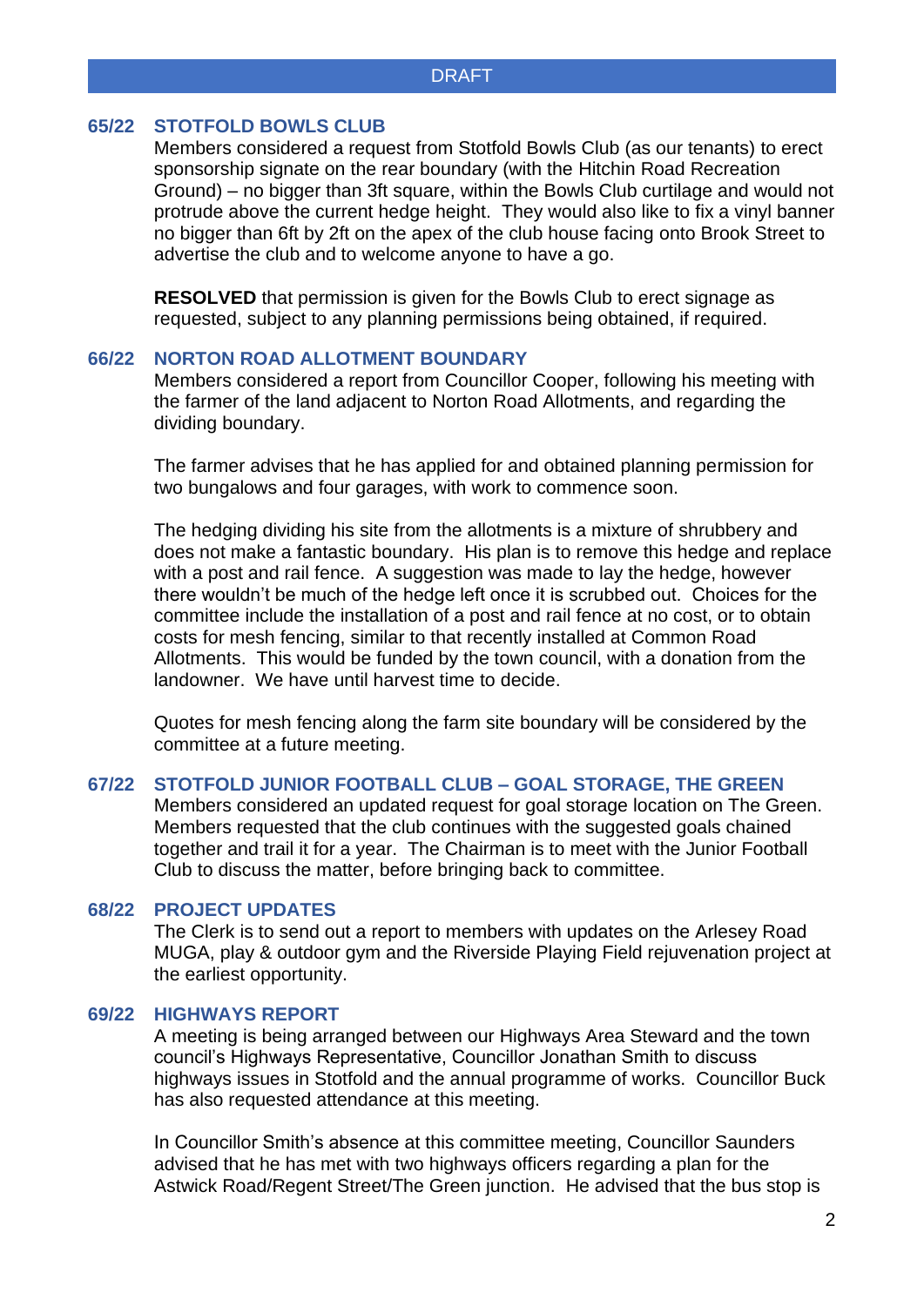DRAFT

## 65/22 STOTFOLD BOWLS CLUB

Members considered a request from Stotfold Bowls Club (as our tenants) to erect sponsorship signate on the rear boundary (with the Hitchin Road Recreation Ground) – no bigger than 3ft square, within the Bowls Club curtilage and would not protrude above the current hedge height. They would also like to fix a vinyl banner no bigger than 6ft by 2ft on the apex of the club house facing onto Brook Street to advertise the club and to welcome anyone to have a go.

**RESOLVED** that permission is given for the Bowls Club to erect signage as requested, subject to any planning permissions being obtained, if required.

## 66/22 NORTON ROAD ALLOTMENT BOUNDARY

Members considered a report from Councillor Cooper, following his meeting with the farmer of the land adjacent to Norton Road Allotments, and regarding the dividing boundary.

The farmer advises that he has applied for and obtained planning permission for two bungalows and four garages, with work to commence soon.

The hedging dividing his site from the allotments is a mixture of shrubbery and does not make a fantastic boundary. His plan is to remove this hedge and replace with a post and rail fence. A suggestion was made to lay the hedge, however there wouldn't be much of the hedge left once it is scrubbed out. Choices for the committee include the installation of a post and rail fence at no cost, or to obtain costs for mesh fencing, similar to that recently installed at Common Road Allotments. This would be funded by the town council, with a donation from the landowner. We have until harvest time to decide.

Quotes for mesh fencing along the farm site boundary will be considered by the committee at a future meeting.

## 67/22 STOTFOLD JUNIOR FOOTBALL CLUB – GOAL STORAGE, THE GREEN

Members considered an updated request for goal storage location on The Green. Members requested that the club continues with the suggested goals chained together and trail it for a year. The Chairman is to meet with the Junior Football Club to discuss the matter, before bringing back to committee.

## 68/22 PROJECT UPDATES

The Clerk is to send out a report to members with updates on the Arlesey Road MUGA, play & outdoor gym and the Riverside Playing Field rejuvenation project at the earliest opportunity.

## 69/22 HIGHWAYS REPORT

A meeting is being arranged between our Highways Area Steward and the town council's Highways Representative, Councillor Jonathan Smith to discuss highways issues in Stotfold and the annual programme of works. Councillor Buck has also requested attendance at this meeting.

In Councillor Smith's absence at this committee meeting, Councillor Saunders advised that he has met with two highways officers regarding a plan for the Astwick Road/Regent Street/The Green junction. He advised that the bus stop is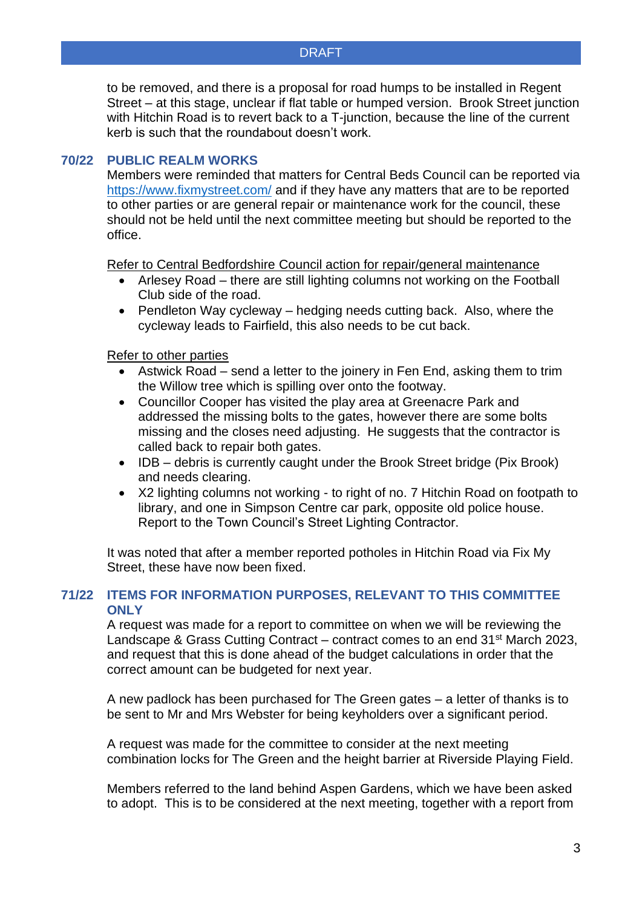to be removed, and there is a proposal for road humps to be installed in Regent Street – at this stage, unclear if flat table or humped version. Brook Street junction with Hitchin Road is to revert back to a T-junction, because the line of the current kerb is such that the roundabout doesn't work.

## 70/22 PUBLIC REALM WORKS

Members were reminded that matters for Central Beds Council can be reported via [https://www.fixmystreet.com/](https://www.fixmystreet.com/) and if they have any matters that are to be reported to other parties or are general repair or maintenance work for the council, these should not be held until the next committee meeting but should be reported to the office.

Refer to Central Bedfordshire Council action for repair/general maintenance

- Arlesey Road – there are still lighting columns not working on the Football Club side of the road.
- Pendleton Way cycleway – hedging needs cutting back. Also, where the cycleway leads to Fairfield, this also needs to be cut back.

Refer to other parties

- Astwick Road – send a letter to the joinery in Fen End, asking them to trim the Willow tree which is spilling over onto the footway.
- Councillor Cooper has visited the play area at Greenacre Park and addressed the missing bolts to the gates, however there are some bolts missing and the closes need adjusting. He suggests that the contractor is called back to repair both gates.
- IDB – debris is currently caught under the Brook Street bridge (Pix Brook) and needs clearing.
- X2 lighting columns not working - to right of no. 7 Hitchin Road on footpath to library, and one in Simpson Centre car park, opposite old police house. Report to the Town Council's Street Lighting Contractor.

It was noted that after a member reported potholes in Hitchin Road via Fix My Street, these have now been fixed.

## 71/22 ITEMS FOR INFORMATION PURPOSES, RELEVANT TO THIS COMMITTEE ONLY

A request was made for a report to committee on when we will be reviewing the Landscape & Grass Cutting Contract – contract comes to an end 31st March 2023, and request that this is done ahead of the budget calculations in order that the correct amount can be budgeted for next year.

A new padlock has been purchased for The Green gates – a letter of thanks is to be sent to Mr and Mrs Webster for being keyholders over a significant period.

A request was made for the committee to consider at the next meeting combination locks for The Green and the height barrier at Riverside Playing Field.

Members referred to the land behind Aspen Gardens, which we have been asked to adopt. This is to be considered at the next meeting, together with a report from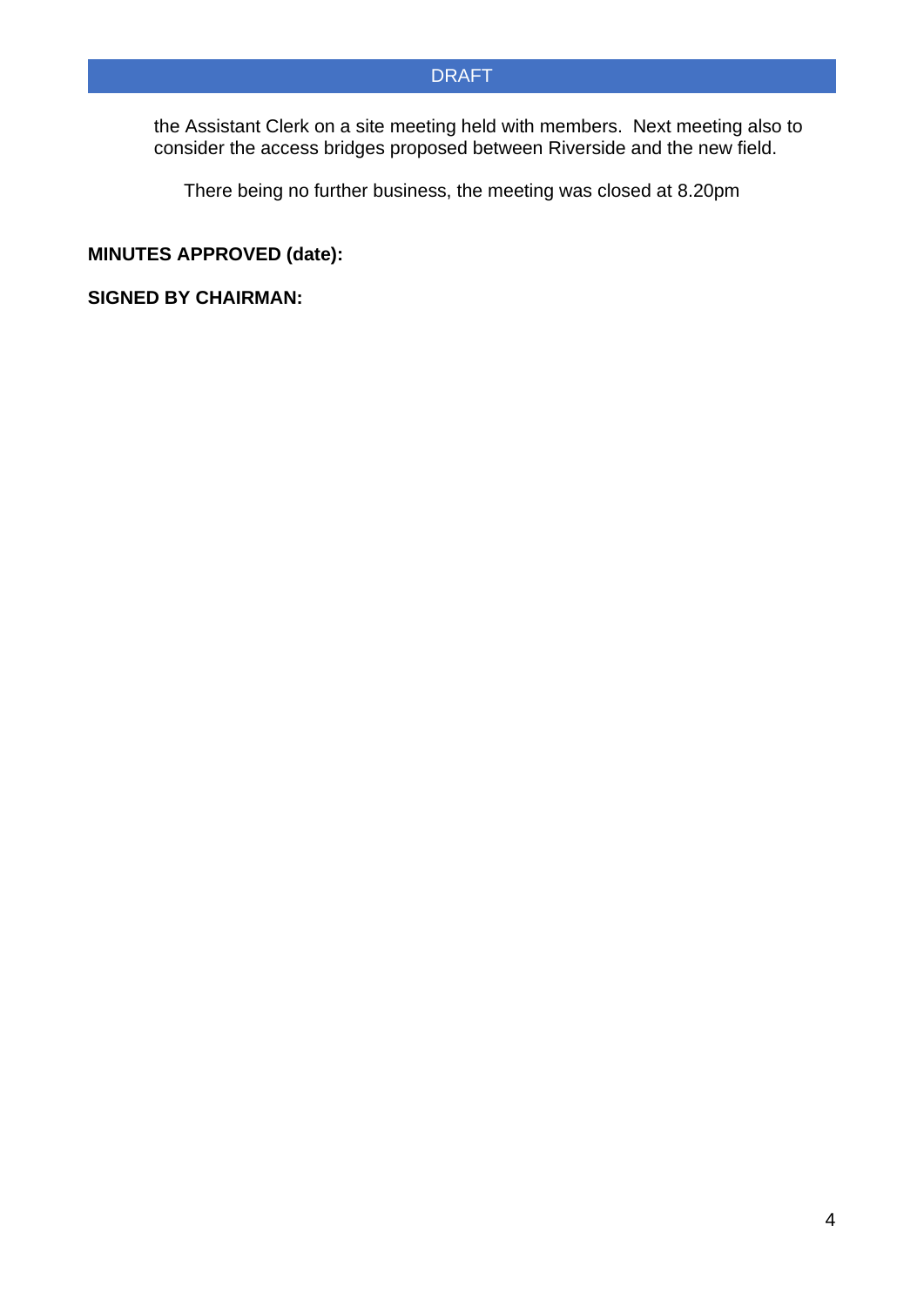the Assistant Clerk on a site meeting held with members. Next meeting also to consider the access bridges proposed between Riverside and the new field.

There being no further business, the meeting was closed at 8.20pm

**MINUTES APPROVED (date):**

**SIGNED BY CHAIRMAN:**